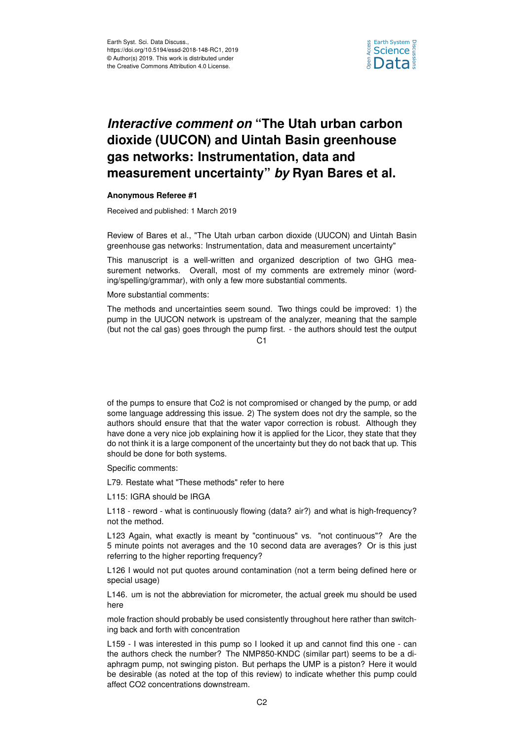# *Interactive comment on* "The Utah urban carbon dioxide (UUCON) and Uintah Basin greenhouse gas networks: Instrumentation, data and measurement uncertainty" *by* Ryan Bares et al.

**Anonymous Referee #1**

Received and published: 1 March 2019

Review of Bares et al., "The Utah urban carbon dioxide (UUCON) and Uintah Basin greenhouse gas networks: Instrumentation, data and measurement uncertainty"

This manuscript is a well-written and organized description of two GHG measurement networks. Overall, most of my comments are extremely minor (wording/spelling/grammar), with only a few more substantial comments.

More substantial comments:

The methods and uncertainties seem sound. Two things could be improved: 1) the pump in the UUCON network is upstream of the analyzer, meaning that the sample (but not the cal gas) goes through the pump first. - the authors should test the output of the pumps to ensure that Co2 is not compromised or changed by the pump, or add some language addressing this issue. 2) The system does not dry the sample, so the authors should ensure that that the water vapor correction is robust. Although they have done a very nice job explaining how it is applied for the Licor, they state that they do not think it is a large component of the uncertainty but they do not back that up. This should be done for both systems.

Specific comments:

L79. Restate what "These methods" refer to here

L115: IGRA should be IRGA

L118 - reword - what is continuously flowing (data? air?) and what is high-frequency? not the method.

L123 Again, what exactly is meant by "continuous" vs. "not continuous"? Are the 5 minute points not averages and the 10 second data are averages? Or is this just referring to the higher reporting frequency?

L126 I would not put quotes around contamination (not a term being defined here or special usage)

L146. um is not the abbreviation for micrometer, the actual greek mu should be used here

mole fraction should probably be used consistently throughout here rather than switching back and forth with concentration

L159 - I was interested in this pump so I looked it up and cannot find this one - can the authors check the number? The NMP850-KNDC (similar part) seems to be a diaphragm pump, not swinging piston. But perhaps the UMP is a piston? Here it would be desirable (as noted at the top of this review) to indicate whether this pump could affect CO2 concentrations downstream.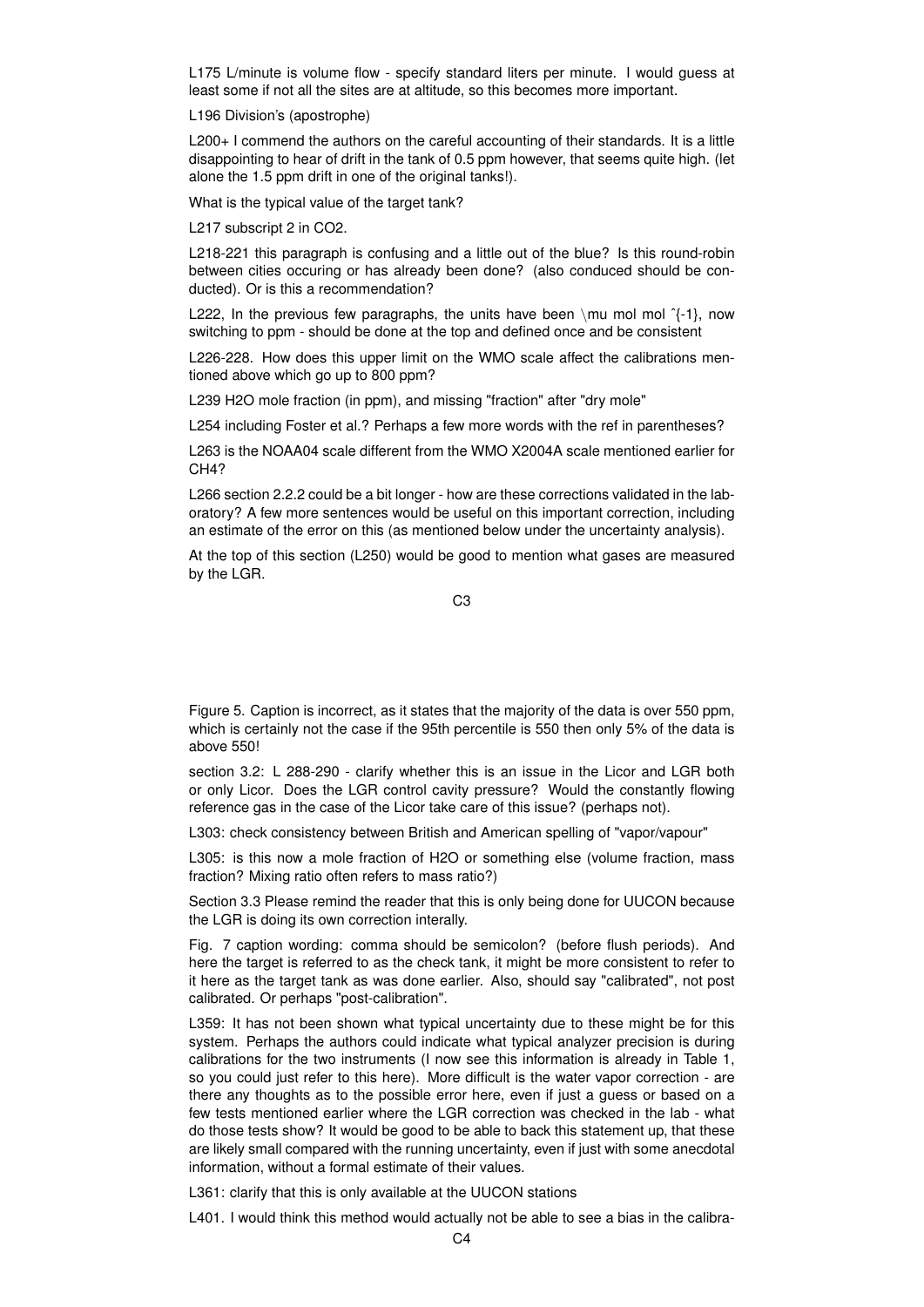L175 L/minute is volume flow - specify standard liters per minute. I would guess at least some if not all the sites are at altitude, so this becomes more important.

L196 Division's (apostrophe)

L200+ I commend the authors on the careful accounting of their standards. It is a little disappointing to hear of drift in the tank of 0.5 ppm however, that seems quite high. (let alone the 1.5 ppm drift in one of the original tanks!).

What is the typical value of the target tank?

L217 subscript 2 in CO2.

L218-221 this paragraph is confusing and a little out of the blue? Is this round-robin between cities occuring or has already been done? (also conduced should be conducted). Or is this a recommendation?

L222, In the previous few paragraphs, the units have been \mu mol mol ^{-1}, now switching to ppm - should be done at the top and defined once and be consistent

L226-228. How does this upper limit on the WMO scale affect the calibrations mentioned above which go up to 800 ppm?

L239 H2O mole fraction (in ppm), and missing "fraction" after "dry mole"

L254 including Foster et al.? Perhaps a few more words with the ref in parentheses?

L263 is the NOAA04 scale different from the WMO X2004A scale mentioned earlier for CH4?

L266 section 2.2.2 could be a bit longer - how are these corrections validated in the laboratory? A few more sentences would be useful on this important correction, including an estimate of the error on this (as mentioned below under the uncertainty analysis).

At the top of this section (L250) would be good to mention what gases are measured by the LGR.

Figure 5. Caption is incorrect, as it states that the majority of the data is over 550 ppm, which is certainly not the case if the 95th percentile is 550 then only 5% of the data is above 550!

section 3.2: L 288-290 - clarify whether this is an issue in the Licor and LGR both or only Licor. Does the LGR control cavity pressure? Would the constantly flowing reference gas in the case of the Licor take care of this issue? (perhaps not).

L303: check consistency between British and American spelling of "vapor/vapour"

L305: is this now a mole fraction of H2O or something else (volume fraction, mass fraction? Mixing ratio often refers to mass ratio?)

Section 3.3 Please remind the reader that this is only being done for UUCON because the LGR is doing its own correction interally.

Fig. 7 caption wording: comma should be semicolon? (before flush periods). And here the target is referred to as the check tank, it might be more consistent to refer to it here as the target tank as was done earlier. Also, should say "calibrated", not post calibrated. Or perhaps "post-calibration".

L359: It has not been shown what typical uncertainty due to these might be for this system. Perhaps the authors could indicate what typical analyzer precision is during calibrations for the two instruments (I now see this information is already in Table 1, so you could just refer to this here). More difficult is the water vapor correction - are there any thoughts as to the possible error here, even if just a guess or based on a few tests mentioned earlier where the LGR correction was checked in the lab - what do those tests show? It would be good to be able to back this statement up, that these are likely small compared with the running uncertainty, even if just with some anecdotal information, without a formal estimate of their values.

L361: clarify that this is only available at the UUCON stations

L401. I would think this method would actually not be able to see a bias in the calibra-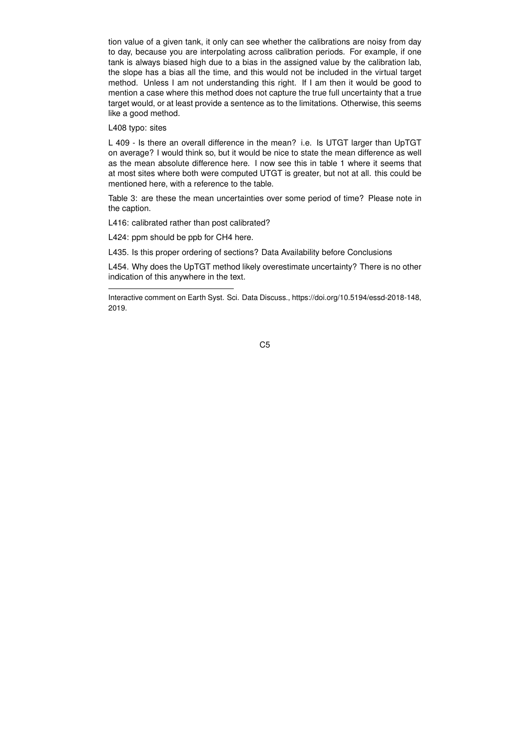tion value of a given tank, it only can see whether the calibrations are noisy from day to day, because you are interpolating across calibration periods. For example, if one tank is always biased high due to a bias in the assigned value by the calibration lab, the slope has a bias all the time, and this would not be included in the virtual target method. Unless I am not understanding this right. If I am then it would be good to mention a case where this method does not capture the true full uncertainty that a true target would, or at least provide a sentence as to the limitations. Otherwise, this seems like a good method.

L408 typo: sites

L 409 - Is there an overall difference in the mean? i.e. Is UTGT larger than UpTGT on average? I would think so, but it would be nice to state the mean difference as well as the mean absolute difference here. I now see this in table 1 where it seems that at most sites where both were computed UTGT is greater, but not at all. this could be mentioned here, with a reference to the table.

Table 3: are these the mean uncertainties over some period of time? Please note in the caption.

L416: calibrated rather than post calibrated?

L424: ppm should be ppb for $CH_4$ here.

L435. Is this proper ordering of sections? Data Availability before Conclusions

L454. Why does the UpTGT method likely overestimate uncertainty? There is no other indication of this anywhere in the text.

---

Interactive comment on Earth Syst. Sci. Data Discuss., https://doi.org/10.5194/essd-2018-148, 2019.